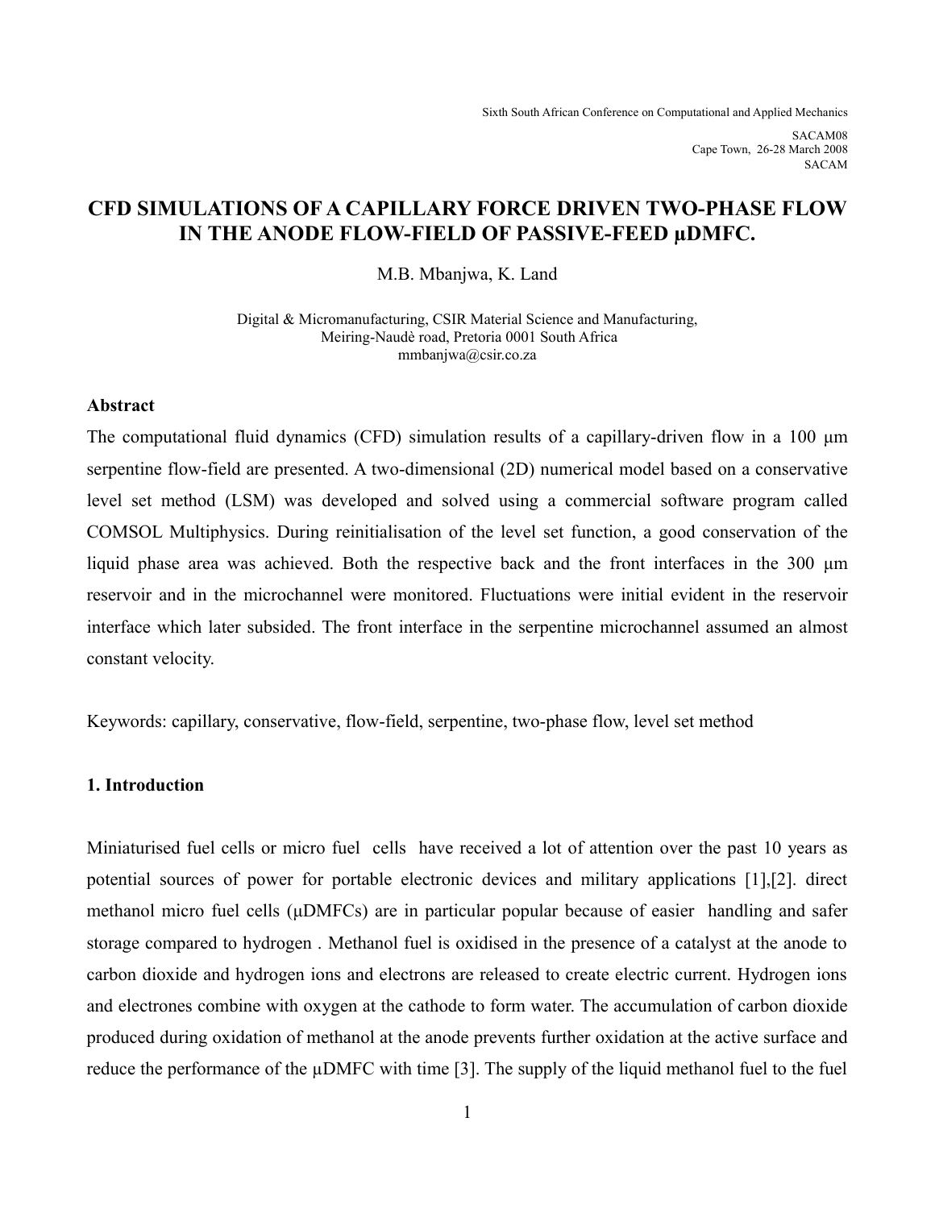Sixth South African Conference on Computational and Applied Mechanics

SACAM08
Cape Town, 26-28 March 2008
SACAM

# CFD SIMULATIONS OF A CAPILLARY FORCE DRIVEN TWO-PHASE FLOW IN THE ANODE FLOW-FIELD OF PASSIVE-FEED µDMFC.

M.B. Mbanjwa, K. Land

Digital & Micromanufacturing, CSIR Material Science and Manufacturing,
Meiring-Naudè road, Pretoria 0001 South Africa
mmbanjwa@csir.co.za

### Abstract

The computational fluid dynamics (CFD) simulation results of a capillary-driven flow in a 100 µm serpentine flow-field are presented. A two-dimensional (2D) numerical model based on a conservative level set method (LSM) was developed and solved using a commercial software program called COMSOL Multiphysics. During reinitialisation of the level set function, a good conservation of the liquid phase area was achieved. Both the respective back and the front interfaces in the 300 µm reservoir and in the microchannel were monitored. Fluctuations were initial evident in the reservoir interface which later subsided. The front interface in the serpentine microchannel assumed an almost constant velocity.

Keywords: capillary, conservative, flow-field, serpentine, two-phase flow, level set method

### 1. Introduction

Miniaturised fuel cells or micro fuel cells have received a lot of attention over the past 10 years as potential sources of power for portable electronic devices and military applications [1],[2]. direct methanol micro fuel cells (µDMFCs) are in particular popular because of easier handling and safer storage compared to hydrogen . Methanol fuel is oxidised in the presence of a catalyst at the anode to carbon dioxide and hydrogen ions and electrons are released to create electric current. Hydrogen ions and electrones combine with oxygen at the cathode to form water. The accumulation of carbon dioxide produced during oxidation of methanol at the anode prevents further oxidation at the active surface and reduce the performance of the µDMFC with time [3]. The supply of the liquid methanol fuel to the fuel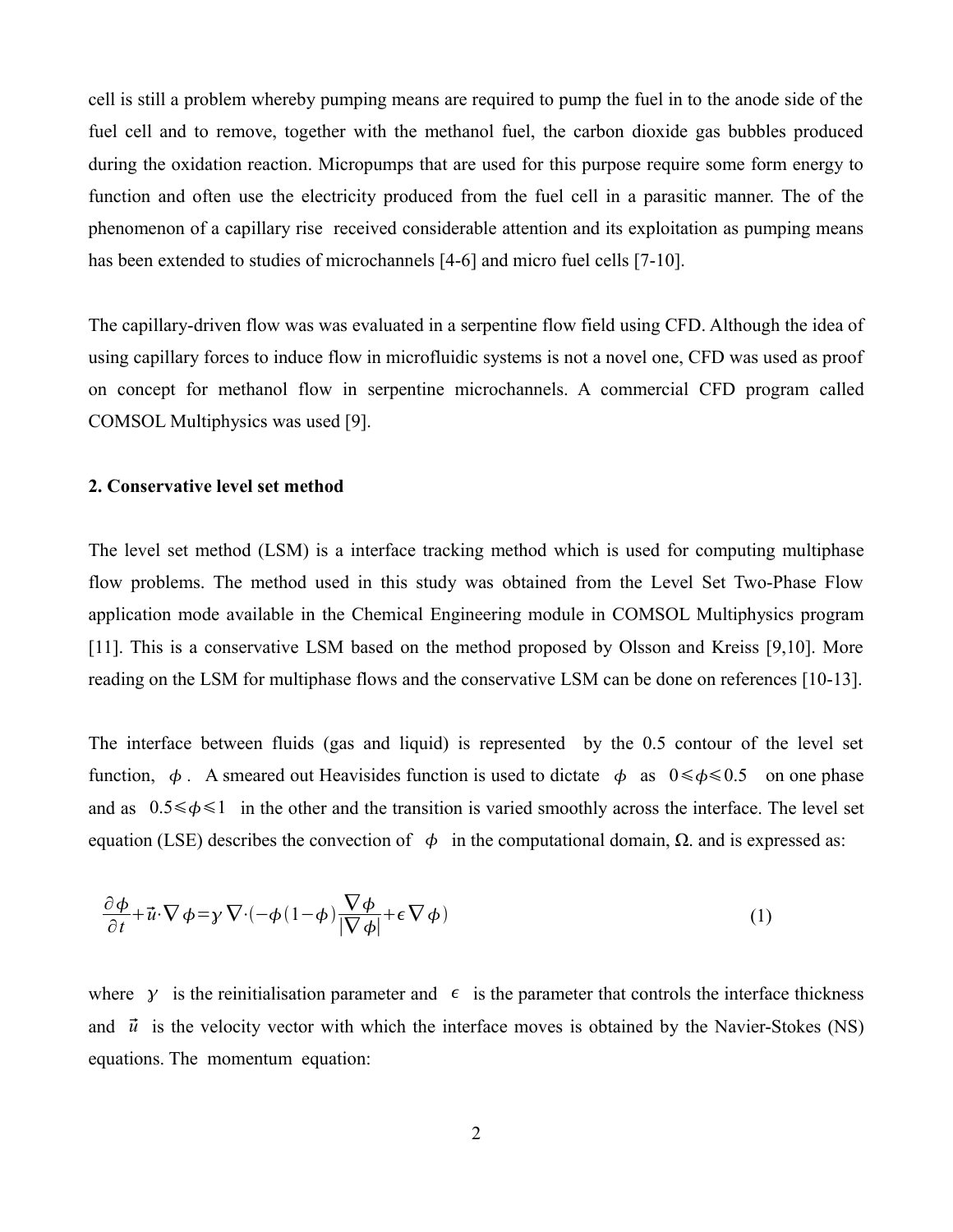cell is still a problem whereby pumping means are required to pump the fuel in to the anode side of the fuel cell and to remove, together with the methanol fuel, the carbon dioxide gas bubbles produced during the oxidation reaction. Micropumps that are used for this purpose require some form energy to function and often use the electricity produced from the fuel cell in a parasitic manner. The of the phenomenon of a capillary rise received considerable attention and its exploitation as pumping means has been extended to studies of microchannels [4-6] and micro fuel cells [7-10].

The capillary-driven flow was was evaluated in a serpentine flow field using CFD. Although the idea of using capillary forces to induce flow in microfluidic systems is not a novel one, CFD was used as proof on concept for methanol flow in serpentine microchannels. A commercial CFD program called COMSOL Multiphysics was used [9].

## 2. Conservative level set method

The level set method (LSM) is a interface tracking method which is used for computing multiphase flow problems. The method used in this study was obtained from the Level Set Two-Phase Flow application mode available in the Chemical Engineering module in COMSOL Multiphysics program [11]. This is a conservative LSM based on the method proposed by Olsson and Kreiss [9,10]. More reading on the LSM for multiphase flows and the conservative LSM can be done on references [10-13].

The interface between fluids (gas and liquid) is represented by the 0.5 contour of the level set function, $\phi$. A smeared out Heavisides function is used to dictate $\phi$ as $0 \leqslant \phi \leqslant 0.5$ on one phase and as $0.5 \leqslant \phi \leqslant 1$ in the other and the transition is varied smoothly across the interface. The level set equation (LSE) describes the convection of $\phi$ in the computational domain, Ω. and is expressed as:

$$\frac{\partial \phi}{\partial t} + \vec{u} \cdot \nabla \phi = \gamma \nabla \cdot \left( -\phi (1-\phi) \frac{\nabla \phi}{|\nabla \phi|} + \epsilon \nabla \phi \right) \tag{1}$$

where $\gamma$ is the reinitialisation parameter and $\epsilon$ is the parameter that controls the interface thickness and $\vec{u}$ is the velocity vector with which the interface moves is obtained by the Navier-Stokes (NS) equations. The momentum equation: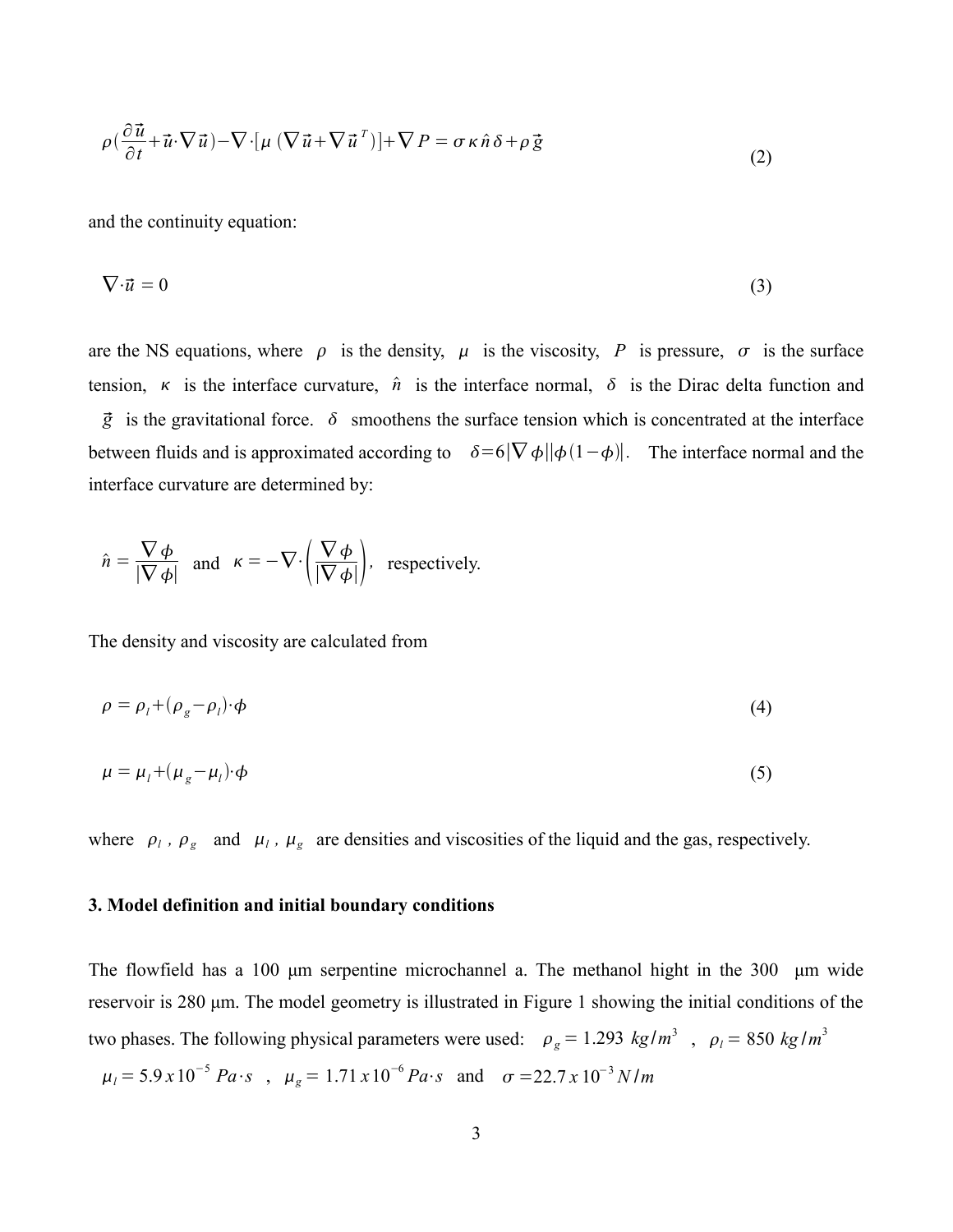$$\rho\left(\frac{\partial \vec{u}}{\partial t}+\vec{u}\cdot\nabla\vec{u}\right)-\nabla\cdot[\mu\,(\nabla\vec{u}+\nabla\vec{u}^{\,T})]+\nabla P=\sigma\kappa\hat{n}\delta+\rho\vec{g} \tag{2}$$

and the continuity equation:

$$\nabla\cdot\vec{u}=0 \tag{3}$$

are the NS equations, where $\rho$ is the density, $\mu$ is the viscosity, $P$ is pressure, $\sigma$ is the surface tension, $\kappa$ is the interface curvature, $\hat{n}$ is the interface normal, $\delta$ is the Dirac delta function and $\vec{g}$ is the gravitational force. $\delta$ smoothens the surface tension which is concentrated at the interface between fluids and is approximated according to $\delta=6|\nabla\phi||\phi(1-\phi)|$. The interface normal and the interface curvature are determined by:

$$\hat{n}=\frac{\nabla\phi}{|\nabla\phi|} \quad \text{and} \quad \kappa=-\nabla\cdot\left(\frac{\nabla\phi}{|\nabla\phi|}\right), \text{ respectively.}$$

The density and viscosity are calculated from

$$\rho=\rho_l+(\rho_g-\rho_l)\cdot\phi \tag{4}$$

$$\mu=\mu_l+(\mu_g-\mu_l)\cdot\phi \tag{5}$$

where $\rho_l$ , $\rho_g$ and $\mu_l$ , $\mu_g$ are densities and viscosities of the liquid and the gas, respectively.

### 3. Model definition and initial boundary conditions

The flowfield has a 100 µm serpentine microchannel a. The methanol hight in the 300 µm wide reservoir is 280 µm. The model geometry is illustrated in Figure 1 showing the initial conditions of the two phases. The following physical parameters were used: $\rho_g=1.293\ kg/m^3$ , $\rho_l=850\ kg/m^3$ $\mu_l=5.9\,x\,10^{-5}\ Pa\cdot s$ , $\mu_g=1.71\,x\,10^{-6}\,Pa\cdot s$ and $\sigma=22.7\,x\,10^{-3}\,N/m$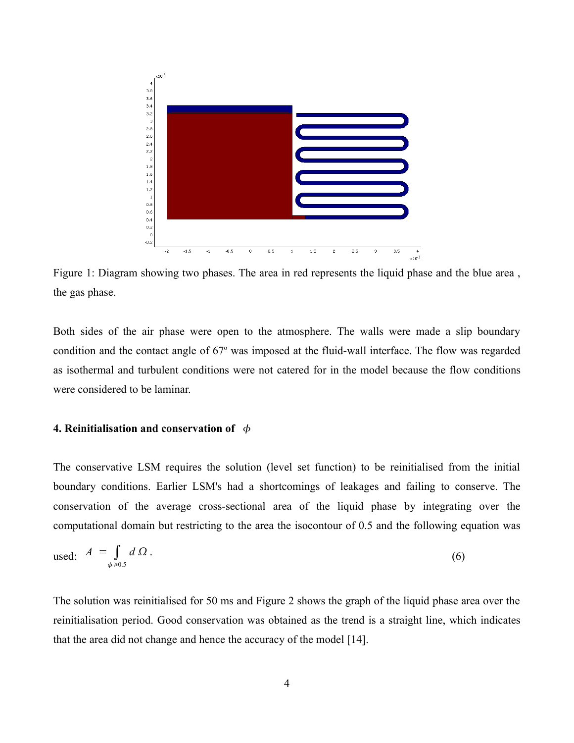Figure 1: Diagram showing two phases. The area in red represents the liquid phase and the blue area , the gas phase.

Both sides of the air phase were open to the atmosphere. The walls were made a slip boundary condition and the contact angle of 67º was imposed at the fluid-wall interface. The flow was regarded as isothermal and turbulent conditions were not catered for in the model because the flow conditions were considered to be laminar.

### 4. Reinitialisation and conservation of $\phi$

The conservative LSM requires the solution (level set function) to be reinitialised from the initial boundary conditions. Earlier LSM's had a shortcomings of leakages and failing to conserve. The conservation of the average cross-sectional area of the liquid phase by integrating over the computational domain but restricting to the area the isocontour of 0.5 and the following equation was used:

$$A = \int_{\phi \geqslant 0.5} d\,\Omega \,. \tag{6}$$

The solution was reinitialised for 50 ms and Figure 2 shows the graph of the liquid phase area over the reinitialisation period. Good conservation was obtained as the trend is a straight line, which indicates that the area did not change and hence the accuracy of the model [14].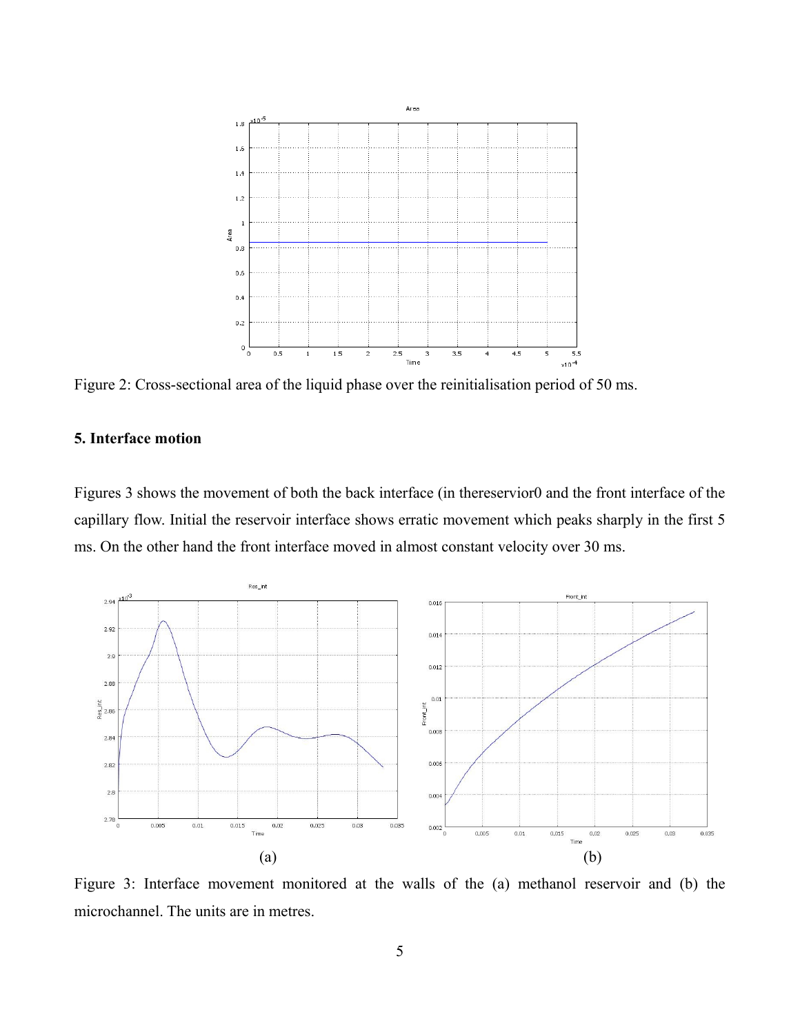Figure 2: Cross-sectional area of the liquid phase over the reinitialisation period of 50 ms.

## 5. Interface motion

Figures 3 shows the movement of both the back interface (in thereservior0 and the front interface of the capillary flow. Initial the reservoir interface shows erratic movement which peaks sharply in the first 5 ms. On the other hand the front interface moved in almost constant velocity over 30 ms.

(a) (b)

Figure 3: Interface movement monitored at the walls of the (a) methanol reservoir and (b) the microchannel. The units are in metres.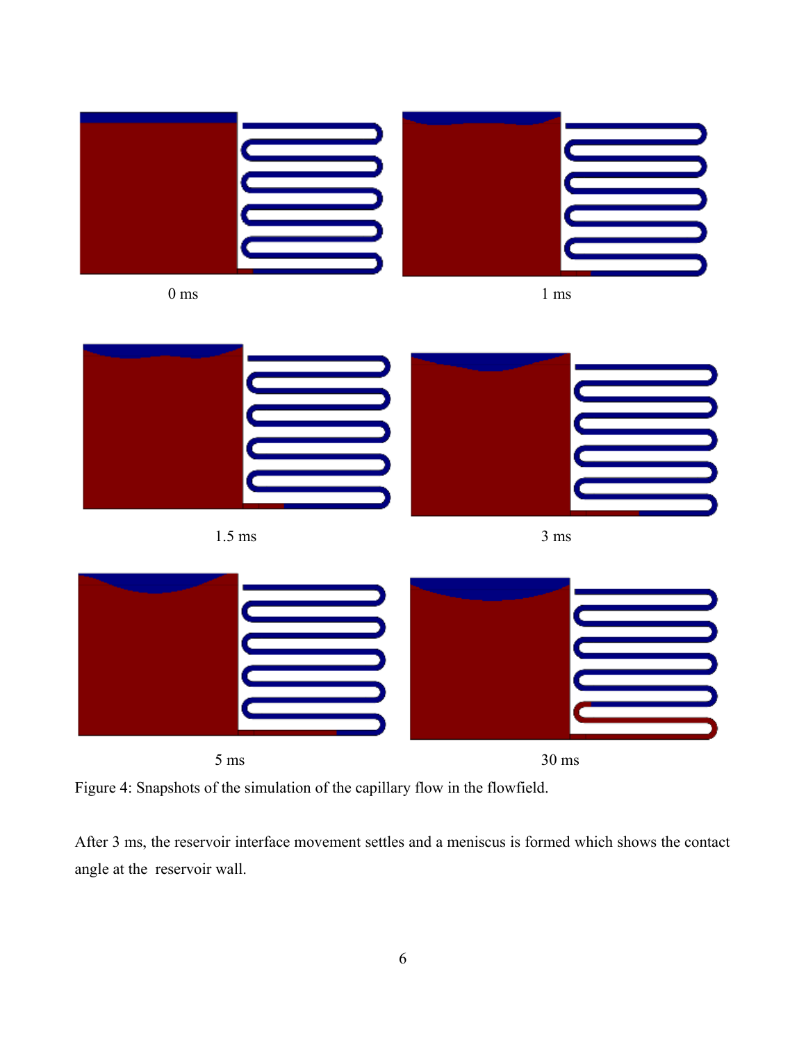0 ms

1 ms

1.5 ms

3 ms

5 ms

30 ms

Figure 4: Snapshots of the simulation of the capillary flow in the flowfield.

After 3 ms, the reservoir interface movement settles and a meniscus is formed which shows the contact angle at the reservoir wall.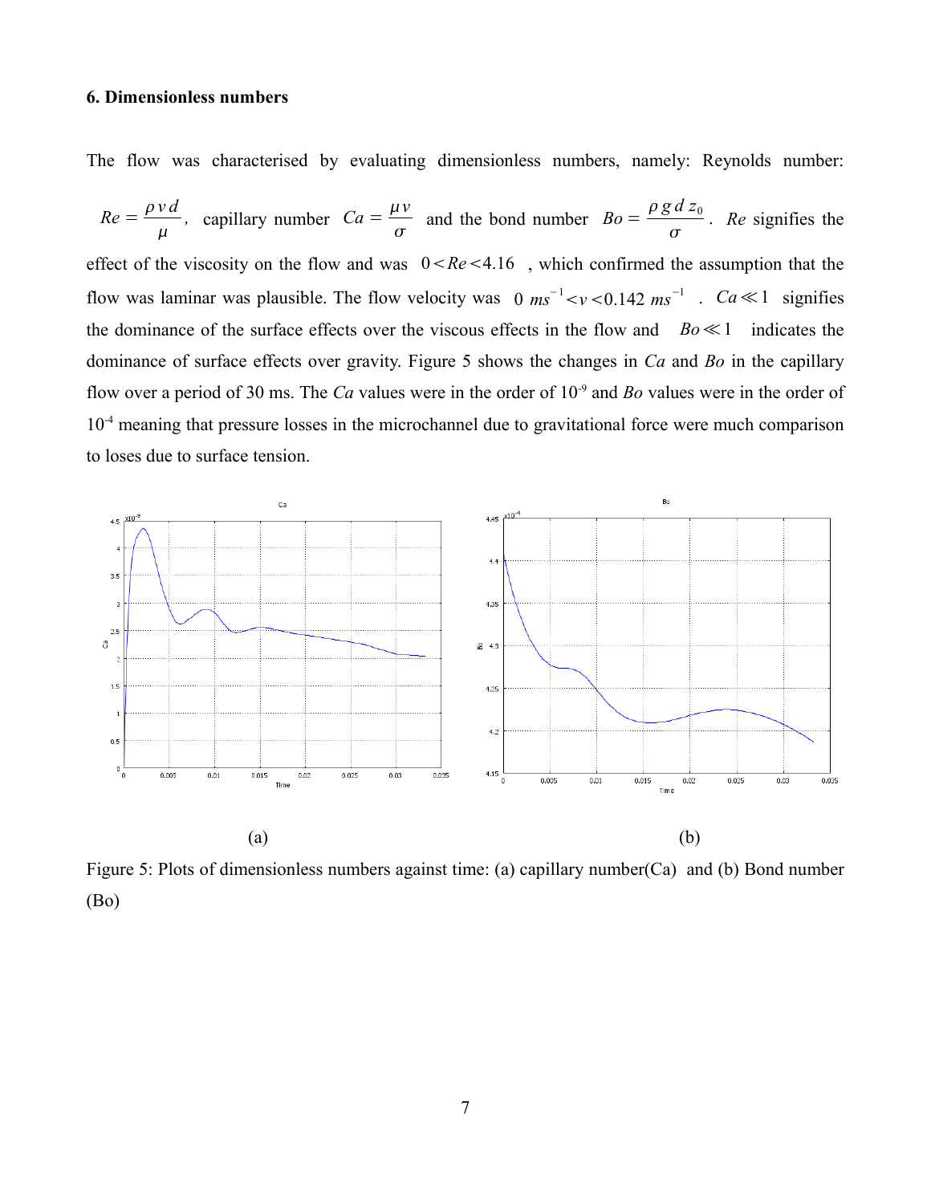### 6. Dimensionless numbers

The flow was characterised by evaluating dimensionless numbers, namely: Reynolds number: $Re = \frac{\rho v d}{\mu}$, capillary number $Ca = \frac{\mu v}{\sigma}$ and the bond number $Bo = \frac{\rho g d z_0}{\sigma}$. $Re$ signifies the effect of the viscosity on the flow and was $0 < Re < 4.16$ , which confirmed the assumption that the flow was laminar was plausible. The flow velocity was $0\ ms^{-1} < v < 0.142\ ms^{-1}$ . $Ca \ll 1$ signifies the dominance of the surface effects over the viscous effects in the flow and $Bo \ll 1$ indicates the dominance of surface effects over gravity. Figure 5 shows the changes in $Ca$ and $Bo$ in the capillary flow over a period of 30 ms. The $Ca$ values were in the order of $10^{-9}$ and $Bo$ values were in the order of $10^{-4}$ meaning that pressure losses in the microchannel due to gravitational force were much comparison to loses due to surface tension.

(a) (b)

Figure 5: Plots of dimensionless numbers against time: (a) capillary number(Ca) and (b) Bond number (Bo)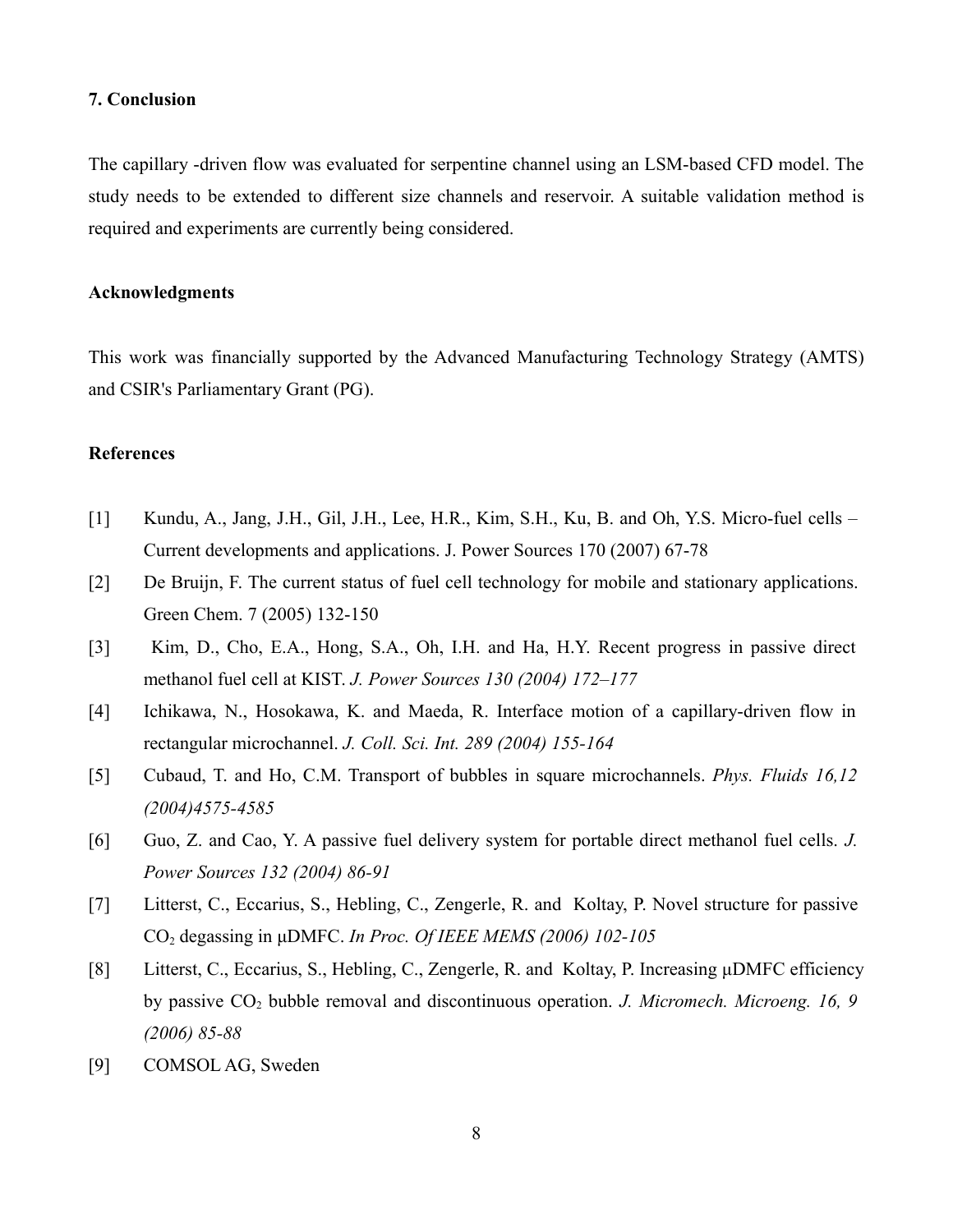## 7. Conclusion

The capillary -driven flow was evaluated for serpentine channel using an LSM-based CFD model. The study needs to be extended to different size channels and reservoir. A suitable validation method is required and experiments are currently being considered.

### Acknowledgments

This work was financially supported by the Advanced Manufacturing Technology Strategy (AMTS) and CSIR's Parliamentary Grant (PG).

### References

[1] Kundu, A., Jang, J.H., Gil, J.H., Lee, H.R., Kim, S.H., Ku, B. and Oh, Y.S. Micro-fuel cells – Current developments and applications. J. Power Sources 170 (2007) 67-78

[2] De Bruijn, F. The current status of fuel cell technology for mobile and stationary applications. Green Chem. 7 (2005) 132-150

[3] Kim, D., Cho, E.A., Hong, S.A., Oh, I.H. and Ha, H.Y. Recent progress in passive direct methanol fuel cell at KIST. *J. Power Sources 130 (2004) 172–177*

[4] Ichikawa, N., Hosokawa, K. and Maeda, R. Interface motion of a capillary-driven flow in rectangular microchannel. *J. Coll. Sci. Int. 289 (2004) 155-164*

[5] Cubaud, T. and Ho, C.M. Transport of bubbles in square microchannels. *Phys. Fluids 16,12 (2004)4575-4585*

[6] Guo, Z. and Cao, Y. A passive fuel delivery system for portable direct methanol fuel cells. *J. Power Sources 132 (2004) 86-91*

[7] Litterst, C., Eccarius, S., Hebling, C., Zengerle, R. and Koltay, P. Novel structure for passive $CO_2$ degassing in μDMFC. *In Proc. Of IEEE MEMS (2006) 102-105*

[8] Litterst, C., Eccarius, S., Hebling, C., Zengerle, R. and Koltay, P. Increasing μDMFC efficiency by passive $CO_2$ bubble removal and discontinuous operation. *J. Micromech. Microeng. 16, 9 (2006) 85-88*

[9] COMSOL AG, Sweden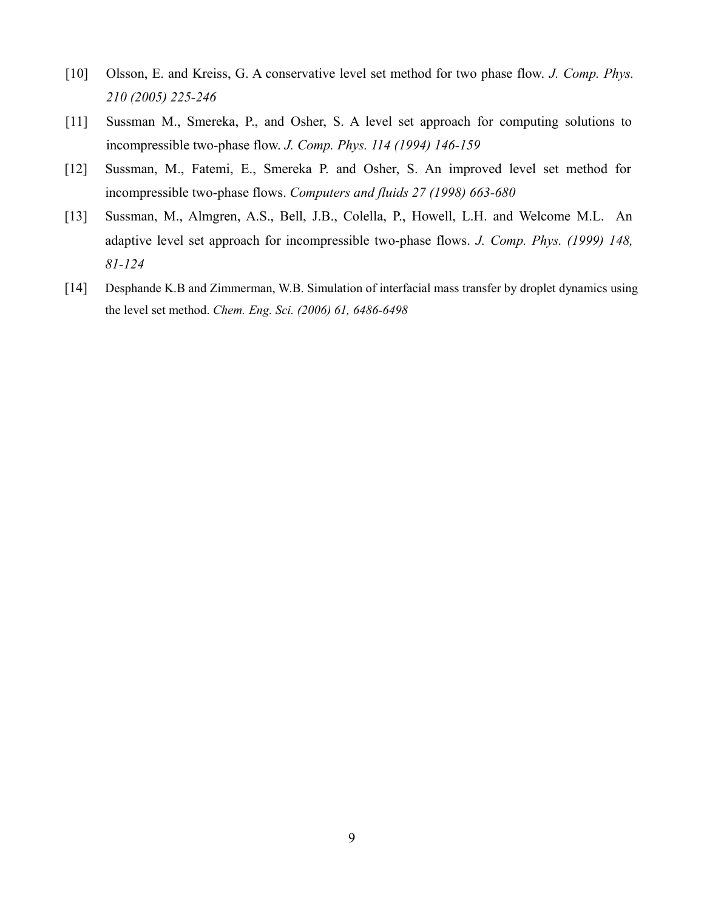[10] Olsson, E. and Kreiss, G. A conservative level set method for two phase flow. *J. Comp. Phys. 210 (2005) 225-246*

[11] Sussman M., Smereka, P., and Osher, S. A level set approach for computing solutions to incompressible two-phase flow. *J. Comp. Phys. 114 (1994) 146-159*

[12] Sussman, M., Fatemi, E., Smereka P. and Osher, S. An improved level set method for incompressible two-phase flows. *Computers and fluids 27 (1998) 663-680*

[13] Sussman, M., Almgren, A.S., Bell, J.B., Colella, P., Howell, L.H. and Welcome M.L. An adaptive level set approach for incompressible two-phase flows. *J. Comp. Phys. (1999) 148, 81-124*

[14] Desphande K.B and Zimmerman, W.B. Simulation of interfacial mass transfer by droplet dynamics using the level set method. *Chem. Eng. Sci. (2006) 61, 6486-6498*